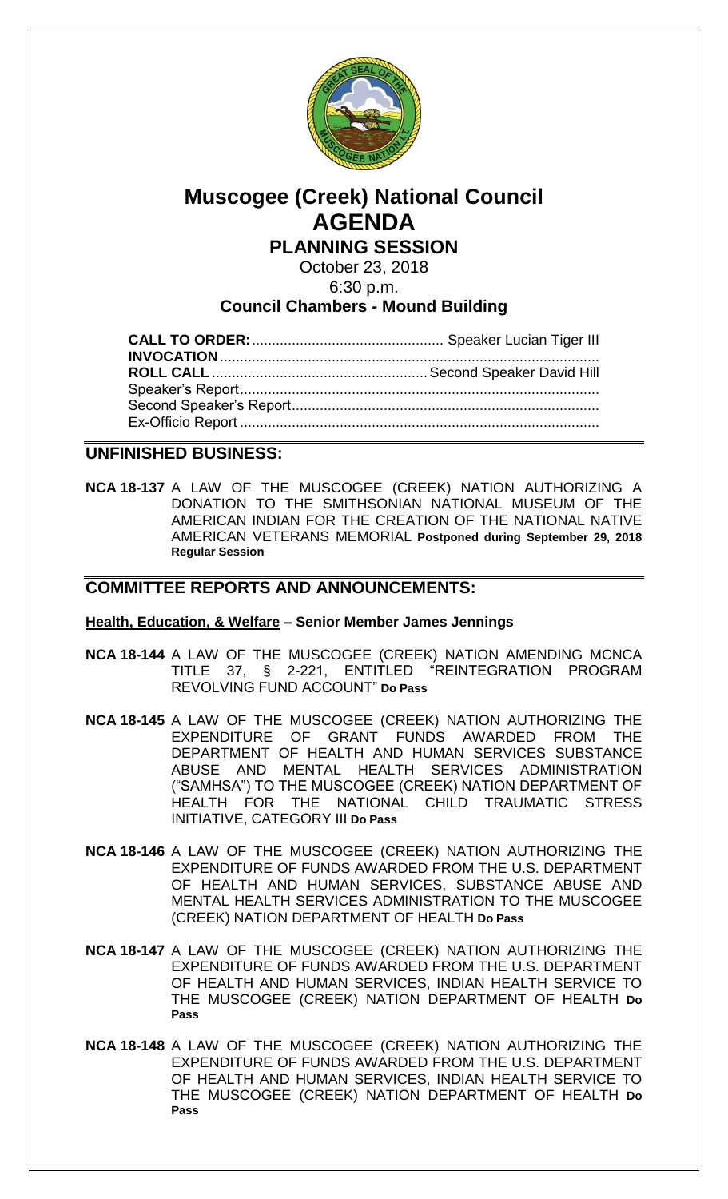# Muscogee (Creek) National Council
# AGENDA
## PLANNING SESSION

October 23, 2018
6:30 p.m.

**Council Chambers - Mound Building**

**CALL TO ORDER:** ................................................ Speaker Lucian Tiger III
**INVOCATION** ..........................................................................................
**ROLL CALL** ...................................................... Second Speaker David Hill
Speaker's Report.........................................................................................
Second Speaker's Report............................................................................
Ex-Officio Report .........................................................................................

## UNFINISHED BUSINESS:

**NCA 18-137** A LAW OF THE MUSCOGEE (CREEK) NATION AUTHORIZING A DONATION TO THE SMITHSONIAN NATIONAL MUSEUM OF THE AMERICAN INDIAN FOR THE CREATION OF THE NATIONAL NATIVE AMERICAN VETERANS MEMORIAL **Postponed during September 29, 2018 Regular Session**

## COMMITTEE REPORTS AND ANNOUNCEMENTS:

**Health, Education, & Welfare – Senior Member James Jennings**

**NCA 18-144** A LAW OF THE MUSCOGEE (CREEK) NATION AMENDING MCNCA TITLE 37, § 2-221, ENTITLED "REINTEGRATION PROGRAM REVOLVING FUND ACCOUNT" **Do Pass**

**NCA 18-145** A LAW OF THE MUSCOGEE (CREEK) NATION AUTHORIZING THE EXPENDITURE OF GRANT FUNDS AWARDED FROM THE DEPARTMENT OF HEALTH AND HUMAN SERVICES SUBSTANCE ABUSE AND MENTAL HEALTH SERVICES ADMINISTRATION ("SAMHSA") TO THE MUSCOGEE (CREEK) NATION DEPARTMENT OF HEALTH FOR THE NATIONAL CHILD TRAUMATIC STRESS INITIATIVE, CATEGORY III **Do Pass**

**NCA 18-146** A LAW OF THE MUSCOGEE (CREEK) NATION AUTHORIZING THE EXPENDITURE OF FUNDS AWARDED FROM THE U.S. DEPARTMENT OF HEALTH AND HUMAN SERVICES, SUBSTANCE ABUSE AND MENTAL HEALTH SERVICES ADMINISTRATION TO THE MUSCOGEE (CREEK) NATION DEPARTMENT OF HEALTH **Do Pass**

**NCA 18-147** A LAW OF THE MUSCOGEE (CREEK) NATION AUTHORIZING THE EXPENDITURE OF FUNDS AWARDED FROM THE U.S. DEPARTMENT OF HEALTH AND HUMAN SERVICES, INDIAN HEALTH SERVICE TO THE MUSCOGEE (CREEK) NATION DEPARTMENT OF HEALTH **Do Pass**

**NCA 18-148** A LAW OF THE MUSCOGEE (CREEK) NATION AUTHORIZING THE EXPENDITURE OF FUNDS AWARDED FROM THE U.S. DEPARTMENT OF HEALTH AND HUMAN SERVICES, INDIAN HEALTH SERVICE TO THE MUSCOGEE (CREEK) NATION DEPARTMENT OF HEALTH **Do Pass**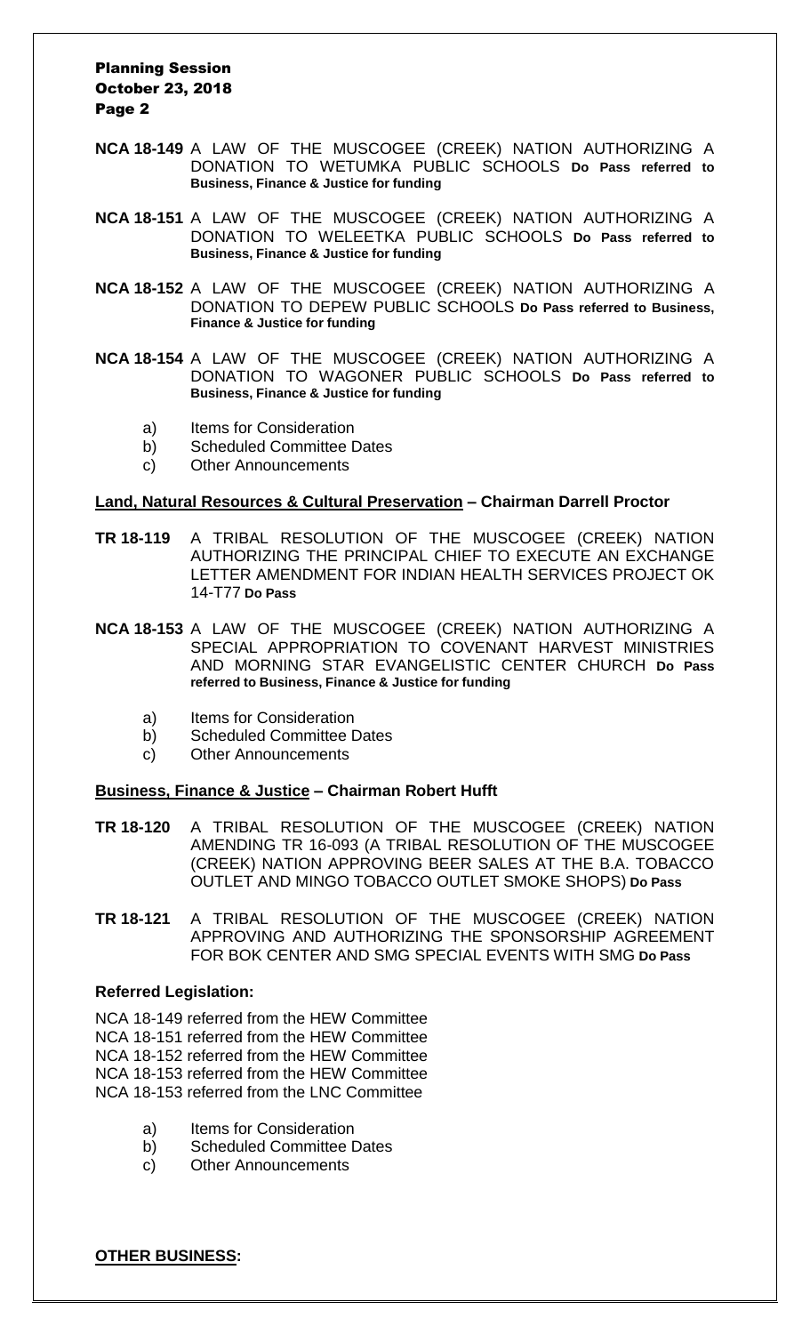**NCA 18-149** A LAW OF THE MUSCOGEE (CREEK) NATION AUTHORIZING A DONATION TO WETUMKA PUBLIC SCHOOLS **Do Pass referred to Business, Finance & Justice for funding**

**NCA 18-151** A LAW OF THE MUSCOGEE (CREEK) NATION AUTHORIZING A DONATION TO WELEETKA PUBLIC SCHOOLS **Do Pass referred to Business, Finance & Justice for funding**

**NCA 18-152** A LAW OF THE MUSCOGEE (CREEK) NATION AUTHORIZING A DONATION TO DEPEW PUBLIC SCHOOLS **Do Pass referred to Business, Finance & Justice for funding**

**NCA 18-154** A LAW OF THE MUSCOGEE (CREEK) NATION AUTHORIZING A DONATION TO WAGONER PUBLIC SCHOOLS **Do Pass referred to Business, Finance & Justice for funding**

a) Items for Consideration
b) Scheduled Committee Dates
c) Other Announcements

**Land, Natural Resources & Cultural Preservation – Chairman Darrell Proctor**

**TR 18-119** A TRIBAL RESOLUTION OF THE MUSCOGEE (CREEK) NATION AUTHORIZING THE PRINCIPAL CHIEF TO EXECUTE AN EXCHANGE LETTER AMENDMENT FOR INDIAN HEALTH SERVICES PROJECT OK 14-T77 **Do Pass**

**NCA 18-153** A LAW OF THE MUSCOGEE (CREEK) NATION AUTHORIZING A SPECIAL APPROPRIATION TO COVENANT HARVEST MINISTRIES AND MORNING STAR EVANGELISTIC CENTER CHURCH **Do Pass referred to Business, Finance & Justice for funding**

a) Items for Consideration
b) Scheduled Committee Dates
c) Other Announcements

**Business, Finance & Justice – Chairman Robert Hufft**

**TR 18-120** A TRIBAL RESOLUTION OF THE MUSCOGEE (CREEK) NATION AMENDING TR 16-093 (A TRIBAL RESOLUTION OF THE MUSCOGEE (CREEK) NATION APPROVING BEER SALES AT THE B.A. TOBACCO OUTLET AND MINGO TOBACCO OUTLET SMOKE SHOPS) **Do Pass**

**TR 18-121** A TRIBAL RESOLUTION OF THE MUSCOGEE (CREEK) NATION APPROVING AND AUTHORIZING THE SPONSORSHIP AGREEMENT FOR BOK CENTER AND SMG SPECIAL EVENTS WITH SMG **Do Pass**

**Referred Legislation:**

NCA 18-149 referred from the HEW Committee
NCA 18-151 referred from the HEW Committee
NCA 18-152 referred from the HEW Committee
NCA 18-153 referred from the HEW Committee
NCA 18-153 referred from the LNC Committee

a) Items for Consideration
b) Scheduled Committee Dates
c) Other Announcements

**OTHER BUSINESS:**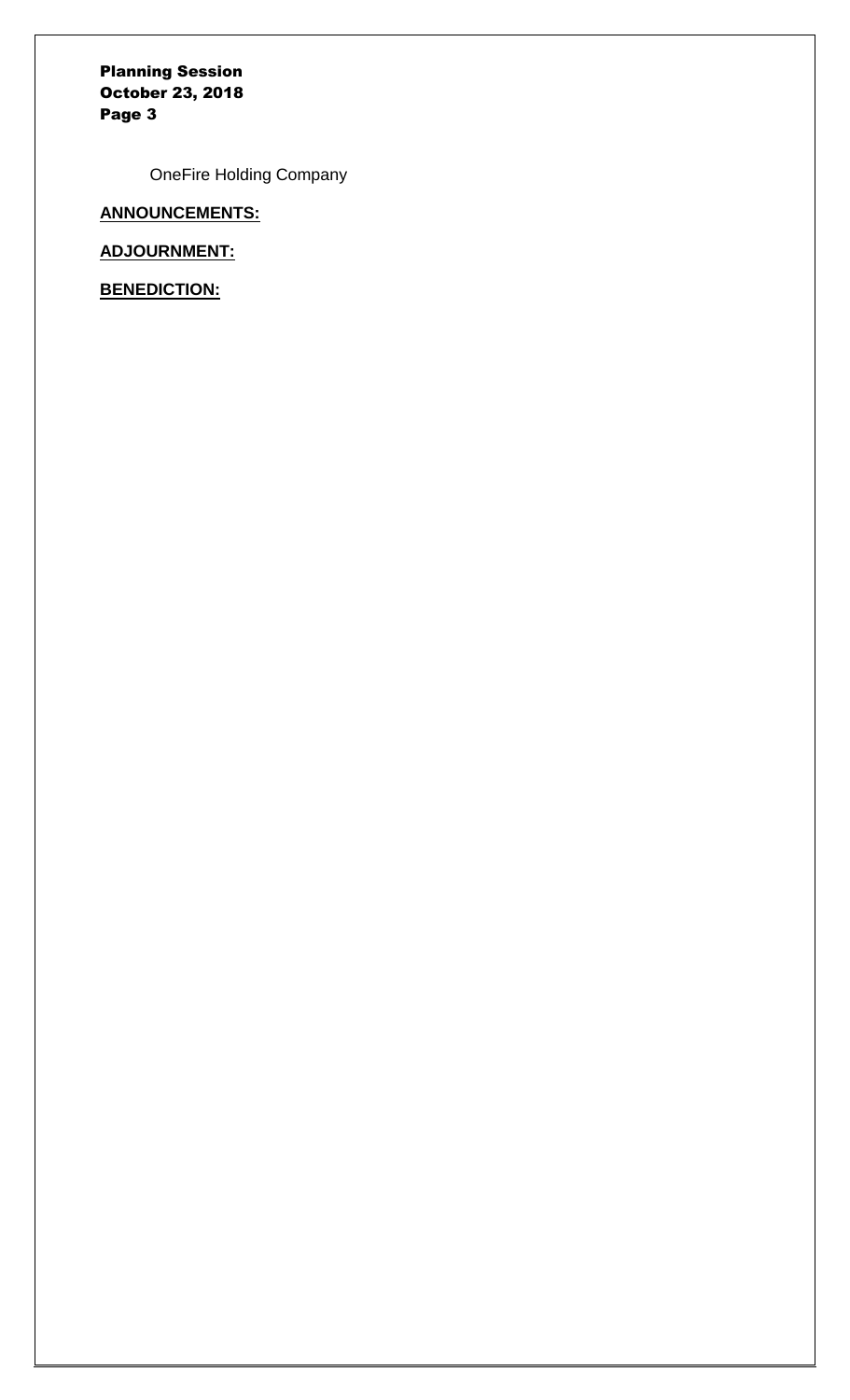OneFire Holding Company

**ANNOUNCEMENTS:**

**ADJOURNMENT:**

**BENEDICTION:**